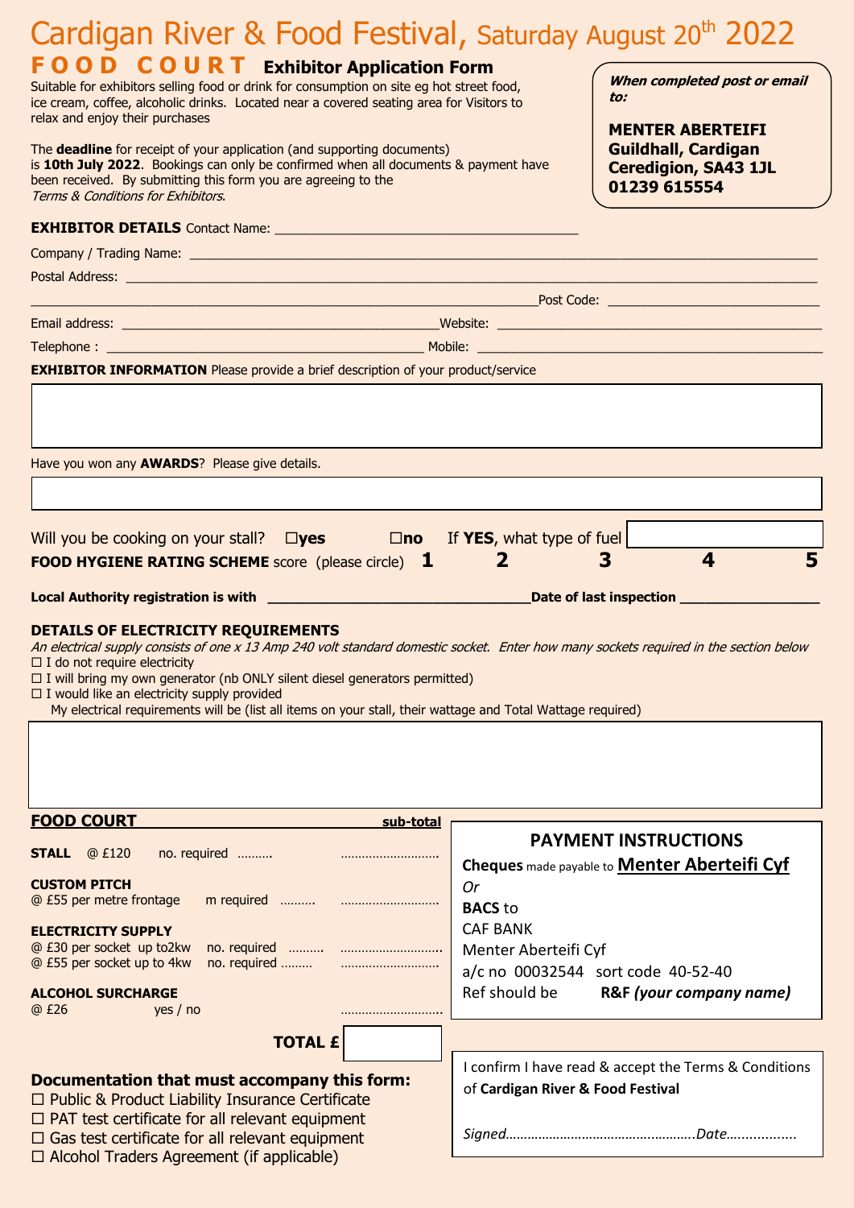# Cardigan River & Food Festival, Saturday August 20th 2022

## FOOD COURT Exhibitor Application Form

Suitable for exhibitors selling food or drink for consumption on site eg hot street food, ice cream, coffee, alcoholic drinks. Located near a covered seating area for Visitors to relax and enjoy their purchases

The **deadline** for receipt of your application (and supporting documents) is **10th July 2022**. Bookings can only be confirmed when all documents & payment have been received. By submitting this form you are agreeing to the *Terms & Conditions for Exhibitors*.

***When completed post or email to:***

**MENTER ABERTEIFI**
**Guildhall, Cardigan**
**Ceredigion, SA43 1JL**
**01239 615554**

**EXHIBITOR DETAILS** Contact Name: ____________________

Company / Trading Name: ____________________

Postal Address: ____________________

____________________ Post Code: ____________________

Email address: ____________________ Website: ____________________

Telephone : ____________________ Mobile: ____________________

**EXHIBITOR INFORMATION** Please provide a brief description of your product/service

Have you won any **AWARDS**? Please give details.

Will you be cooking on your stall? ☐**yes** ☐**no** If **YES**, what type of fuel

**FOOD HYGIENE RATING SCHEME** score (please circle) **1 2 3 4 5**

**Local Authority registration is with** ____________________ **Date of last inspection** ____________________

**DETAILS OF ELECTRICITY REQUIREMENTS**

*An electrical supply consists of one x 13 Amp 240 volt standard domestic socket. Enter how many sockets required in the section below*

☐ I do not require electricity
☐ I will bring my own generator (nb ONLY silent diesel generators permitted)
☐ I would like an electricity supply provided

My electrical requirements will be (list all items on your stall, their wattage and Total Wattage required)

**FOOD COURT** **sub-total**

**STALL** @ £120 no. required ………. ………………………

**CUSTOM PITCH**
@ £55 per metre frontage m required ………. ………………………

**ELECTRICITY SUPPLY**
@ £30 per socket up to2kw no. required ………. ………………………
@ £55 per socket up to 4kw no. required ……… ………………………

**ALCOHOL SURCHARGE**
@ £26 yes / no ………………………

**TOTAL £**

**Documentation that must accompany this form:**

☐ Public & Product Liability Insurance Certificate
☐ PAT test certificate for all relevant equipment
☐ Gas test certificate for all relevant equipment
☐ Alcohol Traders Agreement (if applicable)

**PAYMENT INSTRUCTIONS**

**Cheques** made payable to **Menter Aberteifi Cyf**
*Or*
**BACS** to
CAF BANK
Menter Aberteifi Cyf
a/c no 00032544 sort code 40-52-40
Ref should be **R&F *(your company name)***

I confirm I have read & accept the Terms & Conditions of **Cardigan River & Food Festival**

*Signed……………………………………………..Date……………..*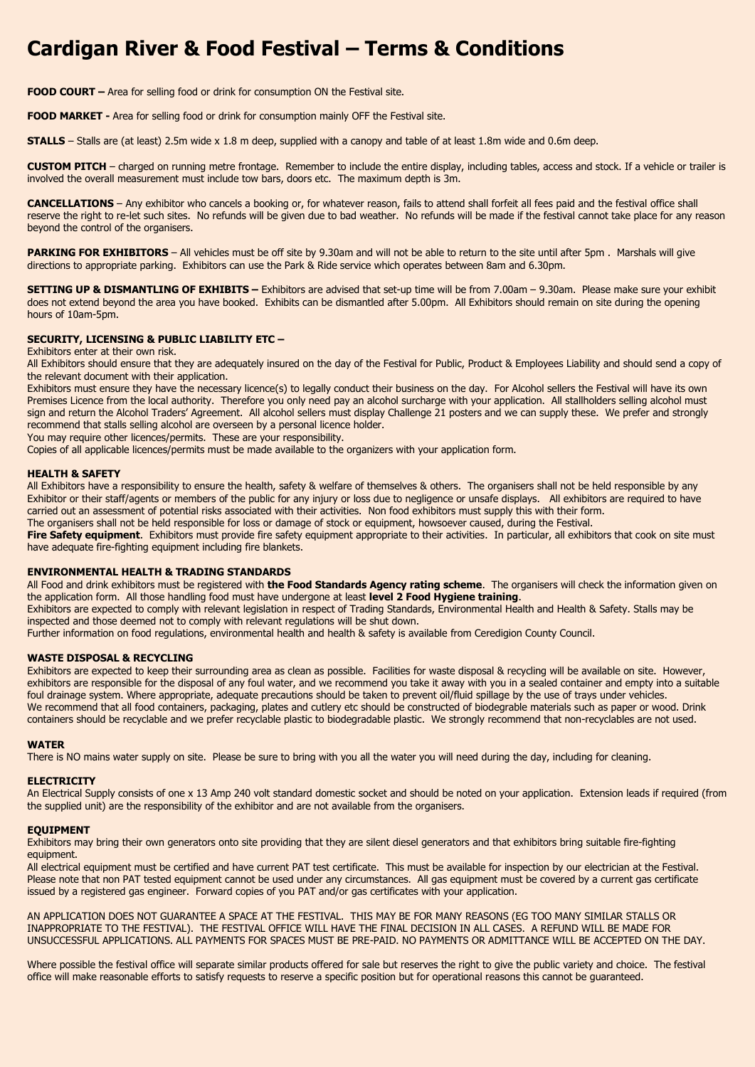# Cardigan River & Food Festival – Terms & Conditions

**FOOD COURT –** Area for selling food or drink for consumption ON the Festival site.

**FOOD MARKET -** Area for selling food or drink for consumption mainly OFF the Festival site.

**STALLS** – Stalls are (at least) 2.5m wide x 1.8 m deep, supplied with a canopy and table of at least 1.8m wide and 0.6m deep.

**CUSTOM PITCH** – charged on running metre frontage. Remember to include the entire display, including tables, access and stock. If a vehicle or trailer is involved the overall measurement must include tow bars, doors etc. The maximum depth is 3m.

**CANCELLATIONS** – Any exhibitor who cancels a booking or, for whatever reason, fails to attend shall forfeit all fees paid and the festival office shall reserve the right to re-let such sites. No refunds will be given due to bad weather. No refunds will be made if the festival cannot take place for any reason beyond the control of the organisers.

**PARKING FOR EXHIBITORS** – All vehicles must be off site by 9.30am and will not be able to return to the site until after 5pm . Marshals will give directions to appropriate parking. Exhibitors can use the Park & Ride service which operates between 8am and 6.30pm.

**SETTING UP & DISMANTLING OF EXHIBITS –** Exhibitors are advised that set-up time will be from 7.00am – 9.30am. Please make sure your exhibit does not extend beyond the area you have booked. Exhibits can be dismantled after 5.00pm. All Exhibitors should remain on site during the opening hours of 10am-5pm.

**SECURITY, LICENSING & PUBLIC LIABILITY ETC –**

Exhibitors enter at their own risk.

All Exhibitors should ensure that they are adequately insured on the day of the Festival for Public, Product & Employees Liability and should send a copy of the relevant document with their application.

Exhibitors must ensure they have the necessary licence(s) to legally conduct their business on the day. For Alcohol sellers the Festival will have its own Premises Licence from the local authority. Therefore you only need pay an alcohol surcharge with your application. All stallholders selling alcohol must sign and return the Alcohol Traders' Agreement. All alcohol sellers must display Challenge 21 posters and we can supply these. We prefer and strongly recommend that stalls selling alcohol are overseen by a personal licence holder.

You may require other licences/permits. These are your responsibility.

Copies of all applicable licences/permits must be made available to the organizers with your application form.

**HEALTH & SAFETY**

All Exhibitors have a responsibility to ensure the health, safety & welfare of themselves & others. The organisers shall not be held responsible by any Exhibitor or their staff/agents or members of the public for any injury or loss due to negligence or unsafe displays. All exhibitors are required to have carried out an assessment of potential risks associated with their activities. Non food exhibitors must supply this with their form.

The organisers shall not be held responsible for loss or damage of stock or equipment, howsoever caused, during the Festival.

**Fire Safety equipment**. Exhibitors must provide fire safety equipment appropriate to their activities. In particular, all exhibitors that cook on site must have adequate fire-fighting equipment including fire blankets.

**ENVIRONMENTAL HEALTH & TRADING STANDARDS**

All Food and drink exhibitors must be registered with **the Food Standards Agency rating scheme**. The organisers will check the information given on the application form. All those handling food must have undergone at least **level 2 Food Hygiene training**.

Exhibitors are expected to comply with relevant legislation in respect of Trading Standards, Environmental Health and Health & Safety. Stalls may be inspected and those deemed not to comply with relevant regulations will be shut down.

Further information on food regulations, environmental health and health & safety is available from Ceredigion County Council.

**WASTE DISPOSAL & RECYCLING**

Exhibitors are expected to keep their surrounding area as clean as possible. Facilities for waste disposal & recycling will be available on site. However, exhibitors are responsible for the disposal of any foul water, and we recommend you take it away with you in a sealed container and empty into a suitable foul drainage system. Where appropriate, adequate precautions should be taken to prevent oil/fluid spillage by the use of trays under vehicles.

We recommend that all food containers, packaging, plates and cutlery etc should be constructed of biodegrable materials such as paper or wood. Drink containers should be recyclable and we prefer recyclable plastic to biodegradable plastic. We strongly recommend that non-recyclables are not used.

**WATER**

There is NO mains water supply on site. Please be sure to bring with you all the water you will need during the day, including for cleaning.

**ELECTRICITY**

An Electrical Supply consists of one x 13 Amp 240 volt standard domestic socket and should be noted on your application. Extension leads if required (from the supplied unit) are the responsibility of the exhibitor and are not available from the organisers.

**EQUIPMENT**

Exhibitors may bring their own generators onto site providing that they are silent diesel generators and that exhibitors bring suitable fire-fighting equipment.

All electrical equipment must be certified and have current PAT test certificate. This must be available for inspection by our electrician at the Festival. Please note that non PAT tested equipment cannot be used under any circumstances. All gas equipment must be covered by a current gas certificate issued by a registered gas engineer. Forward copies of you PAT and/or gas certificates with your application.

AN APPLICATION DOES NOT GUARANTEE A SPACE AT THE FESTIVAL. THIS MAY BE FOR MANY REASONS (EG TOO MANY SIMILAR STALLS OR INAPPROPRIATE TO THE FESTIVAL). THE FESTIVAL OFFICE WILL HAVE THE FINAL DECISION IN ALL CASES. A REFUND WILL BE MADE FOR UNSUCCESSFUL APPLICATIONS. ALL PAYMENTS FOR SPACES MUST BE PRE-PAID. NO PAYMENTS OR ADMITTANCE WILL BE ACCEPTED ON THE DAY.

Where possible the festival office will separate similar products offered for sale but reserves the right to give the public variety and choice. The festival office will make reasonable efforts to satisfy requests to reserve a specific position but for operational reasons this cannot be guaranteed.